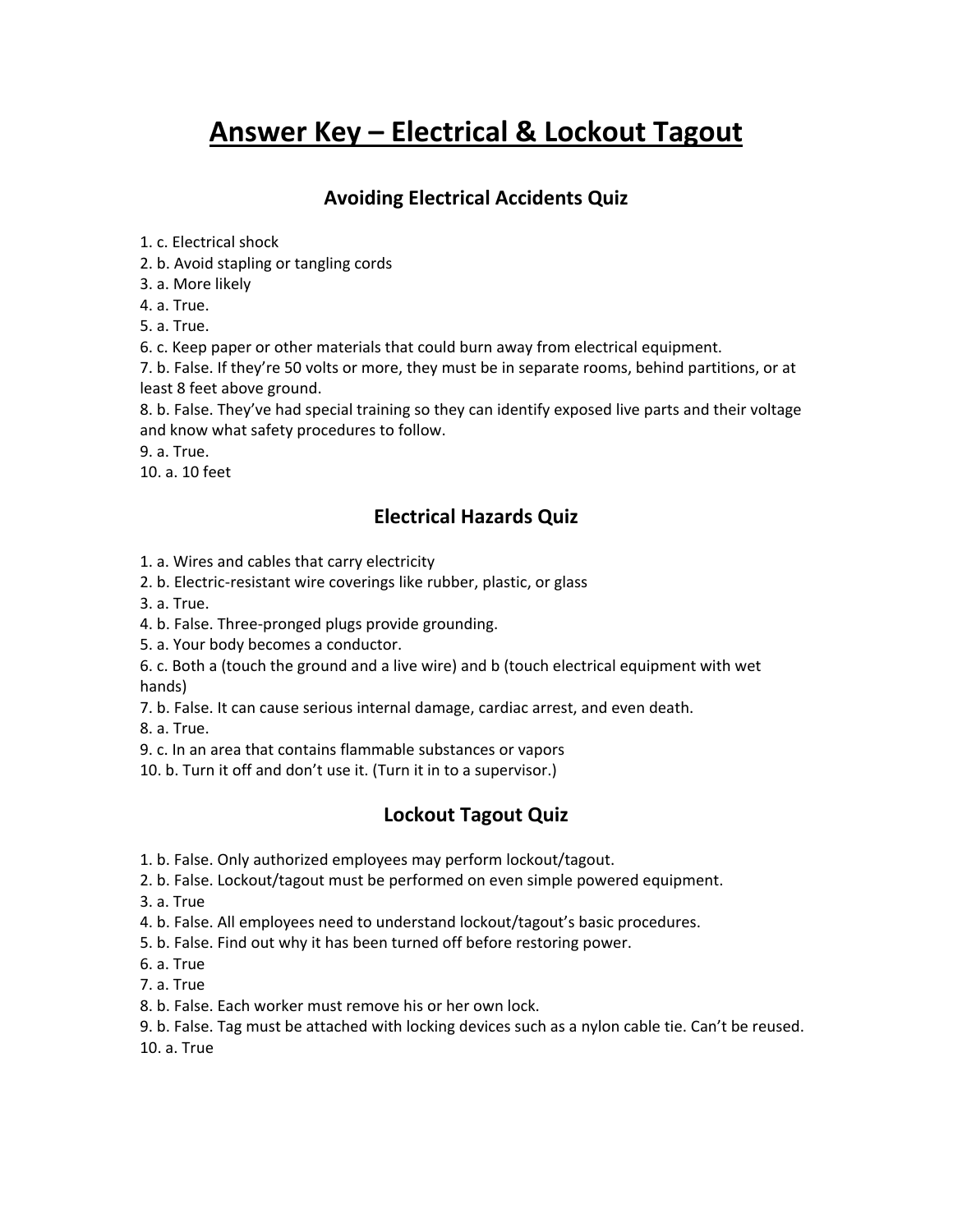# Answer Key – Electrical & Lockout Tagout

## Avoiding Electrical Accidents Quiz

1. c. Electrical shock
2. b. Avoid stapling or tangling cords
3. a. More likely
4. a. True.
5. a. True.
6. c. Keep paper or other materials that could burn away from electrical equipment.
7. b. False. If they're 50 volts or more, they must be in separate rooms, behind partitions, or at least 8 feet above ground.
8. b. False. They've had special training so they can identify exposed live parts and their voltage and know what safety procedures to follow.
9. a. True.
10. a. 10 feet

## Electrical Hazards Quiz

1. a. Wires and cables that carry electricity
2. b. Electric-resistant wire coverings like rubber, plastic, or glass
3. a. True.
4. b. False. Three-pronged plugs provide grounding.
5. a. Your body becomes a conductor.
6. c. Both a (touch the ground and a live wire) and b (touch electrical equipment with wet hands)
7. b. False. It can cause serious internal damage, cardiac arrest, and even death.
8. a. True.
9. c. In an area that contains flammable substances or vapors
10. b. Turn it off and don't use it. (Turn it in to a supervisor.)

## Lockout Tagout Quiz

1. b. False. Only authorized employees may perform lockout/tagout.
2. b. False. Lockout/tagout must be performed on even simple powered equipment.
3. a. True
4. b. False. All employees need to understand lockout/tagout's basic procedures.
5. b. False. Find out why it has been turned off before restoring power.
6. a. True
7. a. True
8. b. False. Each worker must remove his or her own lock.
9. b. False. Tag must be attached with locking devices such as a nylon cable tie. Can't be reused.
10. a. True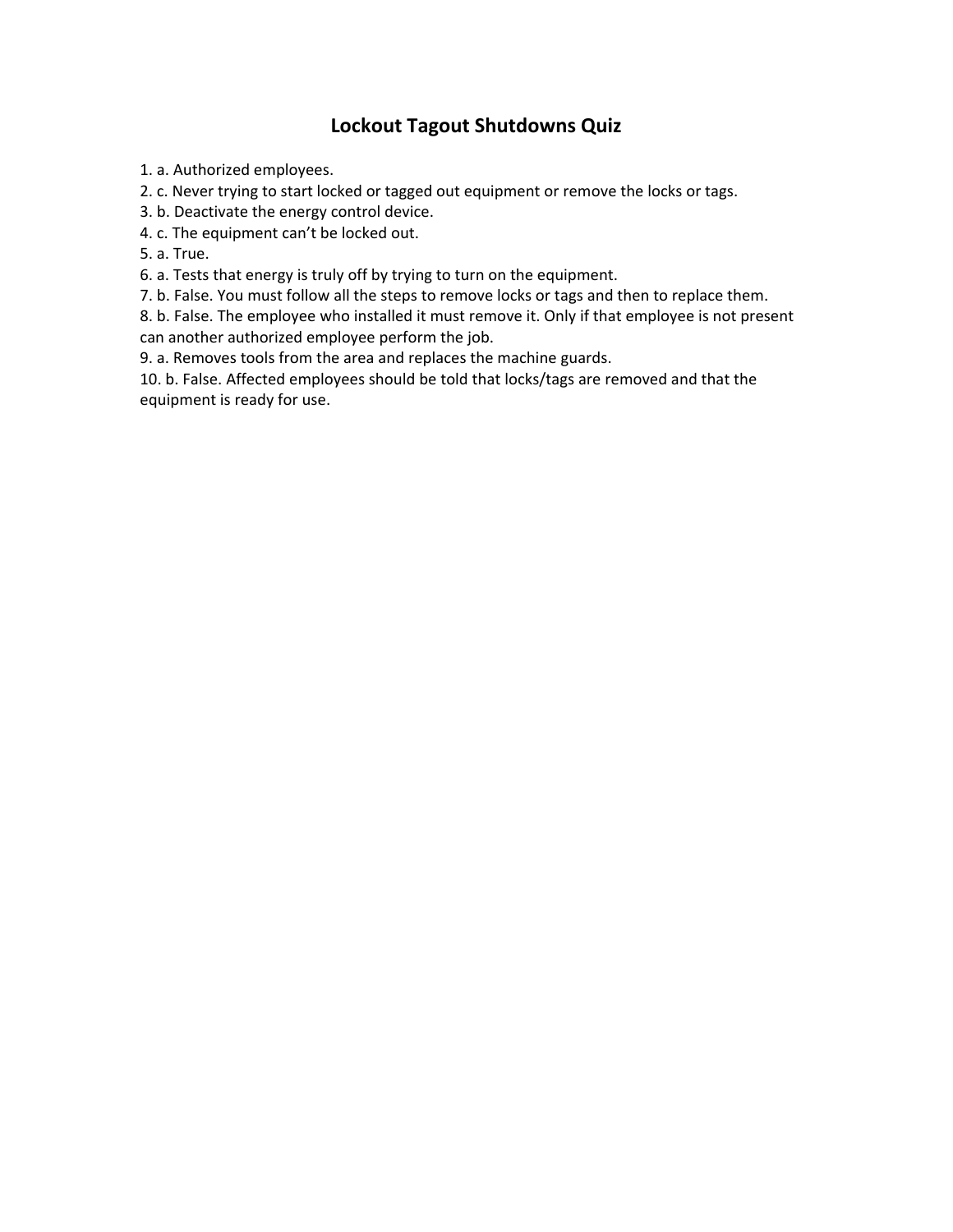# Lockout Tagout Shutdowns Quiz

1. a. Authorized employees.
2. c. Never trying to start locked or tagged out equipment or remove the locks or tags.
3. b. Deactivate the energy control device.
4. c. The equipment can't be locked out.
5. a. True.
6. a. Tests that energy is truly off by trying to turn on the equipment.
7. b. False. You must follow all the steps to remove locks or tags and then to replace them.
8. b. False. The employee who installed it must remove it. Only if that employee is not present can another authorized employee perform the job.
9. a. Removes tools from the area and replaces the machine guards.
10. b. False. Affected employees should be told that locks/tags are removed and that the equipment is ready for use.